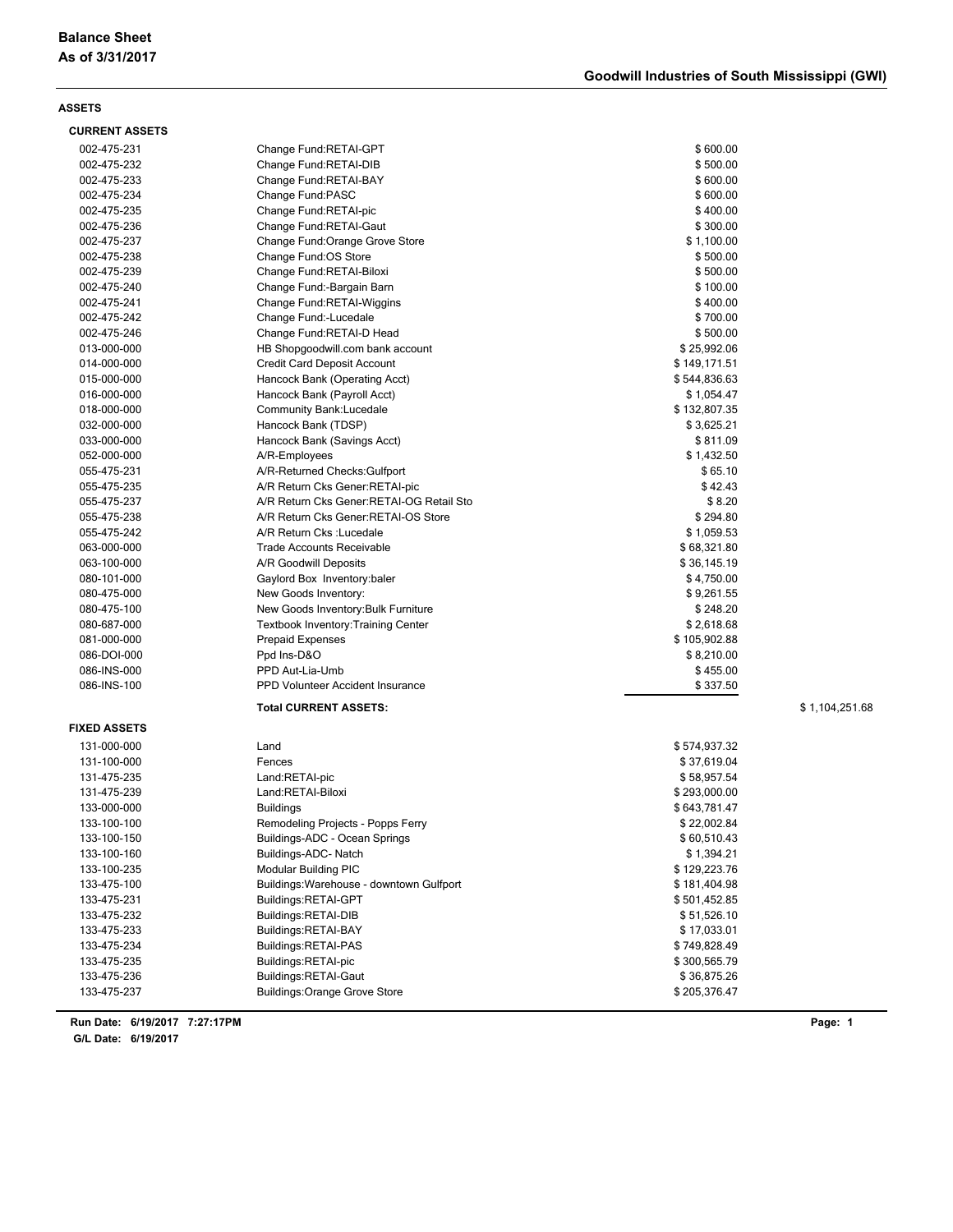# Balance Sheet
## As of 3/31/2017

**Goodwill Industries of South Mississippi (GWI)**

### ASSETS

#### CURRENT ASSETS

| Account | Description | Amount | Total |
|---|---|---|---|
| 002-475-231 | Change Fund:RETAI-GPT | $ 600.00 | |
| 002-475-232 | Change Fund:RETAI-DIB | $ 500.00 | |
| 002-475-233 | Change Fund:RETAI-BAY | $ 600.00 | |
| 002-475-234 | Change Fund:PASC | $ 600.00 | |
| 002-475-235 | Change Fund:RETAI-pic | $ 400.00 | |
| 002-475-236 | Change Fund:RETAI-Gaut | $ 300.00 | |
| 002-475-237 | Change Fund:Orange Grove Store | $ 1,100.00 | |
| 002-475-238 | Change Fund:OS Store | $ 500.00 | |
| 002-475-239 | Change Fund:RETAI-Biloxi | $ 500.00 | |
| 002-475-240 | Change Fund:-Bargain Barn | $ 100.00 | |
| 002-475-241 | Change Fund:RETAI-Wiggins | $ 400.00 | |
| 002-475-242 | Change Fund:-Lucedale | $ 700.00 | |
| 002-475-246 | Change Fund:RETAI-D Head | $ 500.00 | |
| 013-000-000 | HB Shopgoodwill.com bank account | $ 25,992.06 | |
| 014-000-000 | Credit Card Deposit Account | $ 149,171.51 | |
| 015-000-000 | Hancock Bank (Operating Acct) | $ 544,836.63 | |
| 016-000-000 | Hancock Bank (Payroll Acct) | $ 1,054.47 | |
| 018-000-000 | Community Bank:Lucedale | $ 132,807.35 | |
| 032-000-000 | Hancock Bank (TDSP) | $ 3,625.21 | |
| 033-000-000 | Hancock Bank (Savings Acct) | $ 811.09 | |
| 052-000-000 | A/R-Employees | $ 1,432.50 | |
| 055-475-231 | A/R-Returned Checks:Gulfport | $ 65.10 | |
| 055-475-235 | A/R Return Cks Gener:RETAI-pic | $ 42.43 | |
| 055-475-237 | A/R Return Cks Gener:RETAI-OG Retail Sto | $ 8.20 | |
| 055-475-238 | A/R Return Cks Gener:RETAI-OS Store | $ 294.80 | |
| 055-475-242 | A/R Return Cks :Lucedale | $ 1,059.53 | |
| 063-000-000 | Trade Accounts Receivable | $ 68,321.80 | |
| 063-100-000 | A/R Goodwill Deposits | $ 36,145.19 | |
| 080-101-000 | Gaylord Box Inventory:baler | $ 4,750.00 | |
| 080-475-000 | New Goods Inventory: | $ 9,261.55 | |
| 080-475-100 | New Goods Inventory:Bulk Furniture | $ 248.20 | |
| 080-687-000 | Textbook Inventory:Training Center | $ 2,618.68 | |
| 081-000-000 | Prepaid Expenses | $ 105,902.88 | |
| 086-DOI-000 | Ppd Ins-D&O | $ 8,210.00 | |
| 086-INS-000 | PPD Aut-Lia-Umb | $ 455.00 | |
| 086-INS-100 | PPD Volunteer Accident Insurance | $ 337.50 | |
| | **Total CURRENT ASSETS:** | | $ 1,104,251.68 |

#### FIXED ASSETS

| Account | Description | Amount | Total |
|---|---|---|---|
| 131-000-000 | Land | $ 574,937.32 | |
| 131-100-000 | Fences | $ 37,619.04 | |
| 131-475-235 | Land:RETAI-pic | $ 58,957.54 | |
| 131-475-239 | Land:RETAI-Biloxi | $ 293,000.00 | |
| 133-000-000 | Buildings | $ 643,781.47 | |
| 133-100-100 | Remodeling Projects - Popps Ferry | $ 22,002.84 | |
| 133-100-150 | Buildings-ADC - Ocean Springs | $ 60,510.43 | |
| 133-100-160 | Buildings-ADC- Natch | $ 1,394.21 | |
| 133-100-235 | Modular Building PIC | $ 129,223.76 | |
| 133-475-100 | Buildings:Warehouse - downtown Gulfport | $ 181,404.98 | |
| 133-475-231 | Buildings:RETAI-GPT | $ 501,452.85 | |
| 133-475-232 | Buildings:RETAI-DIB | $ 51,526.10 | |
| 133-475-233 | Buildings:RETAI-BAY | $ 17,033.01 | |
| 133-475-234 | Buildings:RETAI-PAS | $ 749,828.49 | |
| 133-475-235 | Buildings:RETAI-pic | $ 300,565.79 | |
| 133-475-236 | Buildings:RETAI-Gaut | $ 36,875.26 | |
| 133-475-237 | Buildings:Orange Grove Store | $ 205,376.47 | |

Run Date: 6/19/2017 7:27:17PM
G/L Date: 6/19/2017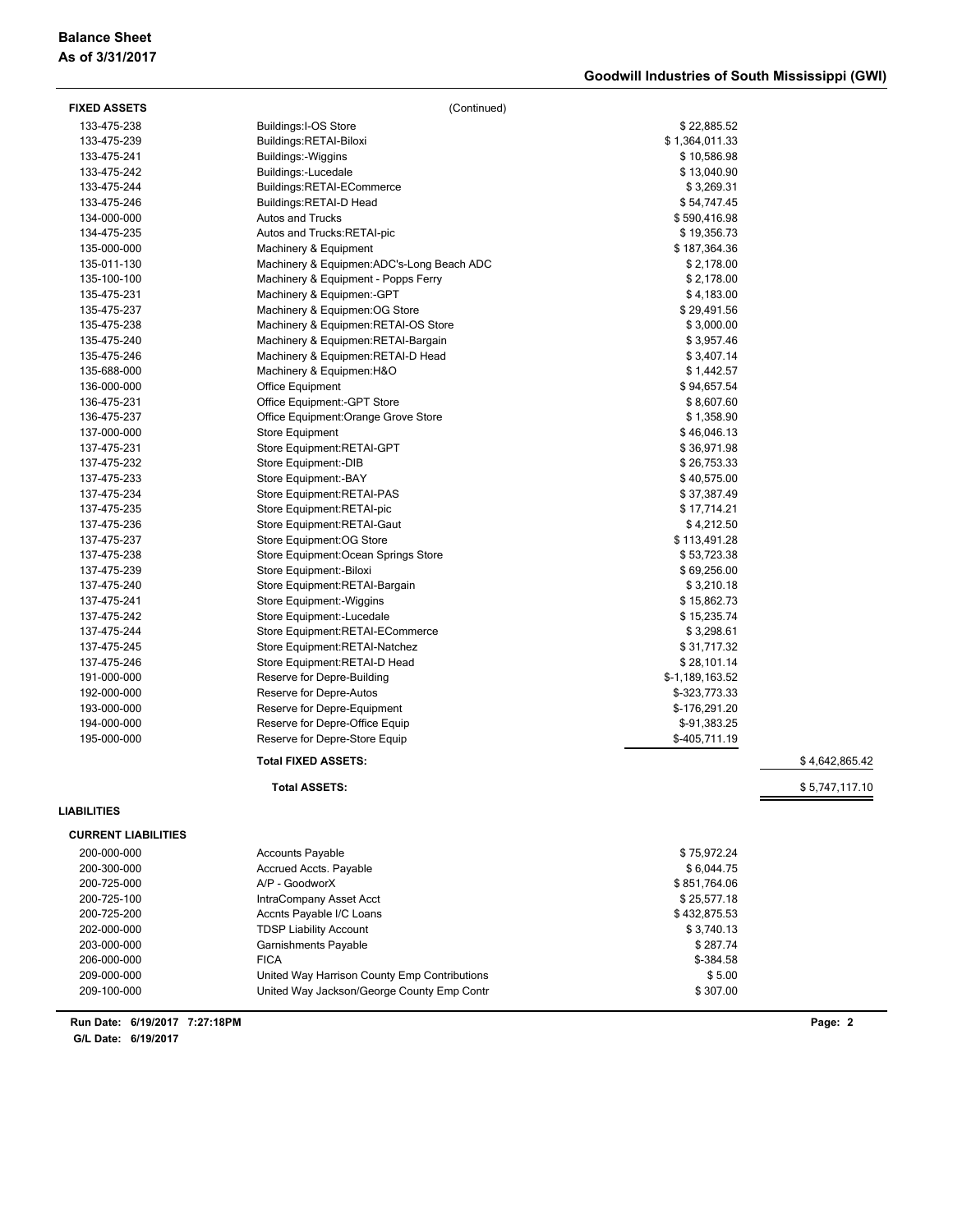# Balance Sheet
## As of 3/31/2017

**Goodwill Industries of South Mississippi (GWI)**

| Account | Description | Amount | Total |
|---|---|---|---|
| **FIXED ASSETS** | (Continued) | | |
| 133-475-238 | Buildings:I-OS Store | $ 22,885.52 | |
| 133-475-239 | Buildings:RETAI-Biloxi | $ 1,364,011.33 | |
| 133-475-241 | Buildings:-Wiggins | $ 10,586.98 | |
| 133-475-242 | Buildings:-Lucedale | $ 13,040.90 | |
| 133-475-244 | Buildings:RETAI-ECommerce | $ 3,269.31 | |
| 133-475-246 | Buildings:RETAI-D Head | $ 54,747.45 | |
| 134-000-000 | Autos and Trucks | $ 590,416.98 | |
| 134-475-235 | Autos and Trucks:RETAI-pic | $ 19,356.73 | |
| 135-000-000 | Machinery & Equipment | $ 187,364.36 | |
| 135-011-130 | Machinery & Equipmen:ADC's-Long Beach ADC | $ 2,178.00 | |
| 135-100-100 | Machinery & Equipment - Popps Ferry | $ 2,178.00 | |
| 135-475-231 | Machinery & Equipmen:-GPT | $ 4,183.00 | |
| 135-475-237 | Machinery & Equipmen:OG Store | $ 29,491.56 | |
| 135-475-238 | Machinery & Equipmen:RETAI-OS Store | $ 3,000.00 | |
| 135-475-240 | Machinery & Equipmen:RETAI-Bargain | $ 3,957.46 | |
| 135-475-246 | Machinery & Equipmen:RETAI-D Head | $ 3,407.14 | |
| 135-688-000 | Machinery & Equipmen:H&O | $ 1,442.57 | |
| 136-000-000 | Office Equipment | $ 94,657.54 | |
| 136-475-231 | Office Equipment:-GPT Store | $ 8,607.60 | |
| 136-475-237 | Office Equipment:Orange Grove Store | $ 1,358.90 | |
| 137-000-000 | Store Equipment | $ 46,046.13 | |
| 137-475-231 | Store Equipment:RETAI-GPT | $ 36,971.98 | |
| 137-475-232 | Store Equipment:-DIB | $ 26,753.33 | |
| 137-475-233 | Store Equipment:-BAY | $ 40,575.00 | |
| 137-475-234 | Store Equipment:RETAI-PAS | $ 37,387.49 | |
| 137-475-235 | Store Equipment:RETAI-pic | $ 17,714.21 | |
| 137-475-236 | Store Equipment:RETAI-Gaut | $ 4,212.50 | |
| 137-475-237 | Store Equipment:OG Store | $ 113,491.28 | |
| 137-475-238 | Store Equipment:Ocean Springs Store | $ 53,723.38 | |
| 137-475-239 | Store Equipment:-Biloxi | $ 69,256.00 | |
| 137-475-240 | Store Equipment:RETAI-Bargain | $ 3,210.18 | |
| 137-475-241 | Store Equipment:-Wiggins | $ 15,862.73 | |
| 137-475-242 | Store Equipment:-Lucedale | $ 15,235.74 | |
| 137-475-244 | Store Equipment:RETAI-ECommerce | $ 3,298.61 | |
| 137-475-245 | Store Equipment:RETAI-Natchez | $ 31,717.32 | |
| 137-475-246 | Store Equipment:RETAI-D Head | $ 28,101.14 | |
| 191-000-000 | Reserve for Depre-Building | $-1,189,163.52 | |
| 192-000-000 | Reserve for Depre-Autos | $-323,773.33 | |
| 193-000-000 | Reserve for Depre-Equipment | $-176,291.20 | |
| 194-000-000 | Reserve for Depre-Office Equip | $-91,383.25 | |
| 195-000-000 | Reserve for Depre-Store Equip | $-405,711.19 | |
| | **Total FIXED ASSETS:** | | $ 4,642,865.42 |
| | **Total ASSETS:** | | $ 5,747,117.10 |

**LIABILITIES**

**CURRENT LIABILITIES**

| Account | Description | Amount |
|---|---|---|
| 200-000-000 | Accounts Payable | $ 75,972.24 |
| 200-300-000 | Accrued Accts. Payable | $ 6,044.75 |
| 200-725-000 | A/P - GoodworX | $ 851,764.06 |
| 200-725-100 | IntraCompany Asset Acct | $ 25,577.18 |
| 200-725-200 | Accnts Payable I/C Loans | $ 432,875.53 |
| 202-000-000 | TDSP Liability Account | $ 3,740.13 |
| 203-000-000 | Garnishments Payable | $ 287.74 |
| 206-000-000 | FICA | $-384.58 |
| 209-000-000 | United Way Harrison County Emp Contributions | $ 5.00 |
| 209-100-000 | United Way Jackson/George County Emp Contr | $ 307.00 |

**Run Date: 6/19/2017 7:27:18PM**
**G/L Date: 6/19/2017**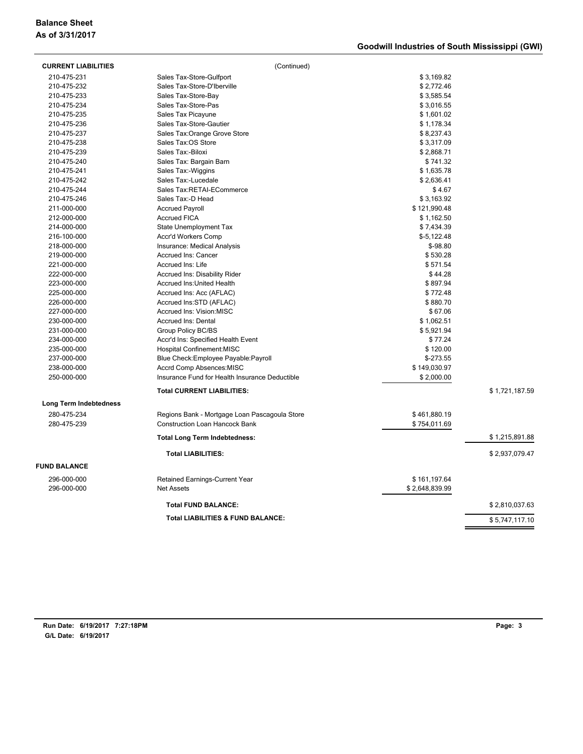**Balance Sheet**
**As of 3/31/2017**

**Goodwill Industries of South Mississippi (GWI)**

| | | | |
|---|---|---|---|
| **CURRENT LIABILITIES** | (Continued) | | |
| 210-475-231 | Sales Tax-Store-Gulfport | $ 3,169.82 | |
| 210-475-232 | Sales Tax-Store-D'Iberville | $ 2,772.46 | |
| 210-475-233 | Sales Tax-Store-Bay | $ 3,585.54 | |
| 210-475-234 | Sales Tax-Store-Pas | $ 3,016.55 | |
| 210-475-235 | Sales Tax Picayune | $ 1,601.02 | |
| 210-475-236 | Sales Tax-Store-Gautier | $ 1,178.34 | |
| 210-475-237 | Sales Tax:Orange Grove Store | $ 8,237.43 | |
| 210-475-238 | Sales Tax:OS Store | $ 3,317.09 | |
| 210-475-239 | Sales Tax:-Biloxi | $ 2,868.71 | |
| 210-475-240 | Sales Tax: Bargain Barn | $ 741.32 | |
| 210-475-241 | Sales Tax:-Wiggins | $ 1,635.78 | |
| 210-475-242 | Sales Tax:-Lucedale | $ 2,636.41 | |
| 210-475-244 | Sales Tax:RETAI-ECommerce | $ 4.67 | |
| 210-475-246 | Sales Tax:-D Head | $ 3,163.92 | |
| 211-000-000 | Accrued Payroll | $ 121,990.48 | |
| 212-000-000 | Accrued FICA | $ 1,162.50 | |
| 214-000-000 | State Unemployment Tax | $ 7,434.39 | |
| 216-100-000 | Accr'd Workers Comp | $-5,122.48 | |
| 218-000-000 | Insurance: Medical Analysis | $-98.80 | |
| 219-000-000 | Accrued Ins: Cancer | $ 530.28 | |
| 221-000-000 | Accrued Ins: Life | $ 571.54 | |
| 222-000-000 | Accrued Ins: Disability Rider | $ 44.28 | |
| 223-000-000 | Accrued Ins:United Health | $ 897.94 | |
| 225-000-000 | Accrued Ins: Acc (AFLAC) | $ 772.48 | |
| 226-000-000 | Accrued Ins:STD (AFLAC) | $ 880.70 | |
| 227-000-000 | Accrued Ins: Vision:MISC | $ 67.06 | |
| 230-000-000 | Accrued Ins: Dental | $ 1,062.51 | |
| 231-000-000 | Group Policy BC/BS | $ 5,921.94 | |
| 234-000-000 | Accr'd Ins: Specified Health Event | $ 77.24 | |
| 235-000-000 | Hospital Confinement:MISC | $ 120.00 | |
| 237-000-000 | Blue Check:Employee Payable:Payroll | $-273.55 | |
| 238-000-000 | Accrd Comp Absences:MISC | $ 149,030.97 | |
| 250-000-000 | Insurance Fund for Health Insurance Deductible | $ 2,000.00 | |
| | **Total CURRENT LIABILITIES:** | | $ 1,721,187.59 |
| **Long Term Indebtedness** | | | |
| 280-475-234 | Regions Bank - Mortgage Loan Pascagoula Store | $ 461,880.19 | |
| 280-475-239 | Construction Loan Hancock Bank | $ 754,011.69 | |
| | **Total Long Term Indebtedness:** | | $ 1,215,891.88 |
| | **Total LIABILITIES:** | | $ 2,937,079.47 |
| **FUND BALANCE** | | | |
| 296-000-000 | Retained Earnings-Current Year | $ 161,197.64 | |
| 296-000-000 | Net Assets | $ 2,648,839.99 | |
| | **Total FUND BALANCE:** | | $ 2,810,037.63 |
| | **Total LIABILITIES & FUND BALANCE:** | | $ 5,747,117.10 |

**Run Date: 6/19/2017 7:27:18PM**
**G/L Date: 6/19/2017**